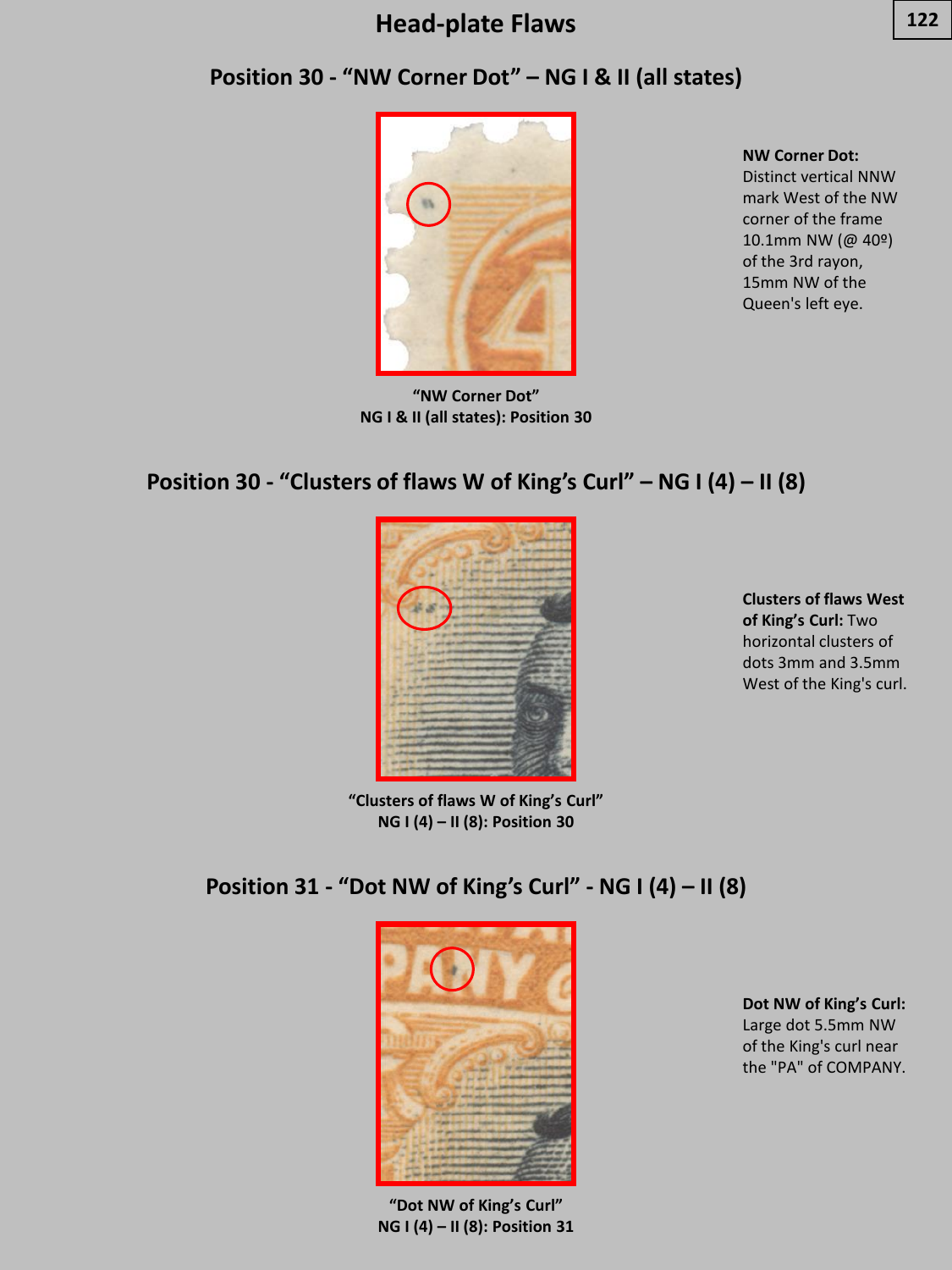# Head-plate Flaws

## Position 30 - "NW Corner Dot" – NG I & II (all states)

**NW Corner Dot:** Distinct vertical NNW mark West of the NW corner of the frame 10.1mm NW (@ 40º) of the 3rd rayon, 15mm NW of the Queen's left eye.

**"NW Corner Dot"**
**NG I & II (all states): Position 30**

## Position 30 - "Clusters of flaws W of King's Curl" – NG I (4) – II (8)

**Clusters of flaws West of King's Curl:** Two horizontal clusters of dots 3mm and 3.5mm West of the King's curl.

**"Clusters of flaws W of King's Curl"**
**NG I (4) – II (8): Position 30**

## Position 31 - "Dot NW of King's Curl" - NG I (4) – II (8)

**Dot NW of King's Curl:** Large dot 5.5mm NW of the King's curl near the "PA" of COMPANY.

**"Dot NW of King's Curl"**
**NG I (4) – II (8): Position 31**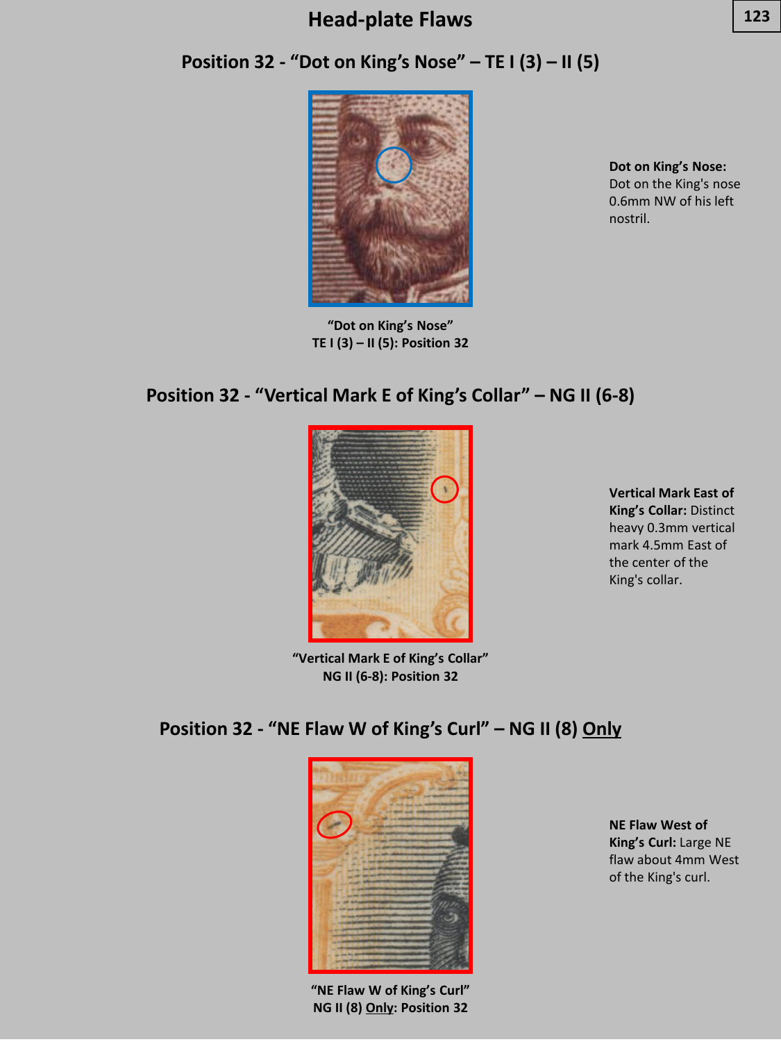# Head-plate Flaws

## Position 32 - "Dot on King's Nose" – TE I (3) – II (5)

"Dot on King's Nose"
TE I (3) – II (5): Position 32

**Dot on King's Nose:** Dot on the King's nose 0.6mm NW of his left nostril.

## Position 32 - "Vertical Mark E of King's Collar" – NG II (6-8)

"Vertical Mark E of King's Collar"
NG II (6-8): Position 32

**Vertical Mark East of King's Collar:** Distinct heavy 0.3mm vertical mark 4.5mm East of the center of the King's collar.

## Position 32 - "NE Flaw W of King's Curl" – NG II (8) Only

"NE Flaw W of King's Curl"
NG II (8) Only: Position 32

**NE Flaw West of King's Curl:** Large NE flaw about 4mm West of the King's curl.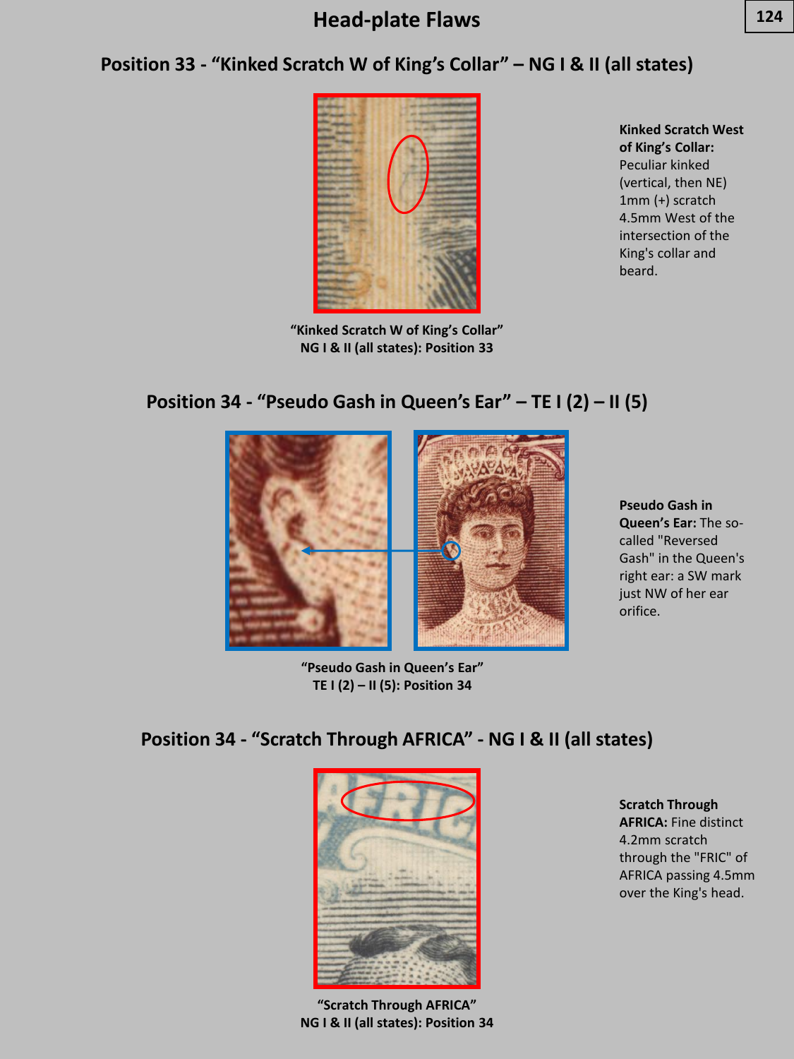# Head-plate Flaws

## Position 33 - “Kinked Scratch W of King’s Collar” – NG I & II (all states)

“Kinked Scratch W of King’s Collar”
NG I & II (all states): Position 33

**Kinked Scratch West of King’s Collar:** Peculiar kinked (vertical, then NE) 1mm (+) scratch 4.5mm West of the intersection of the King's collar and beard.

## Position 34 - “Pseudo Gash in Queen’s Ear” – TE I (2) – II (5)

“Pseudo Gash in Queen’s Ear”
TE I (2) – II (5): Position 34

**Pseudo Gash in Queen’s Ear:** The so-called "Reversed Gash" in the Queen's right ear: a SW mark just NW of her ear orifice.

## Position 34 - “Scratch Through AFRICA” - NG I & II (all states)

“Scratch Through AFRICA”
NG I & II (all states): Position 34

**Scratch Through AFRICA:** Fine distinct 4.2mm scratch through the "FRIC" of AFRICA passing 4.5mm over the King's head.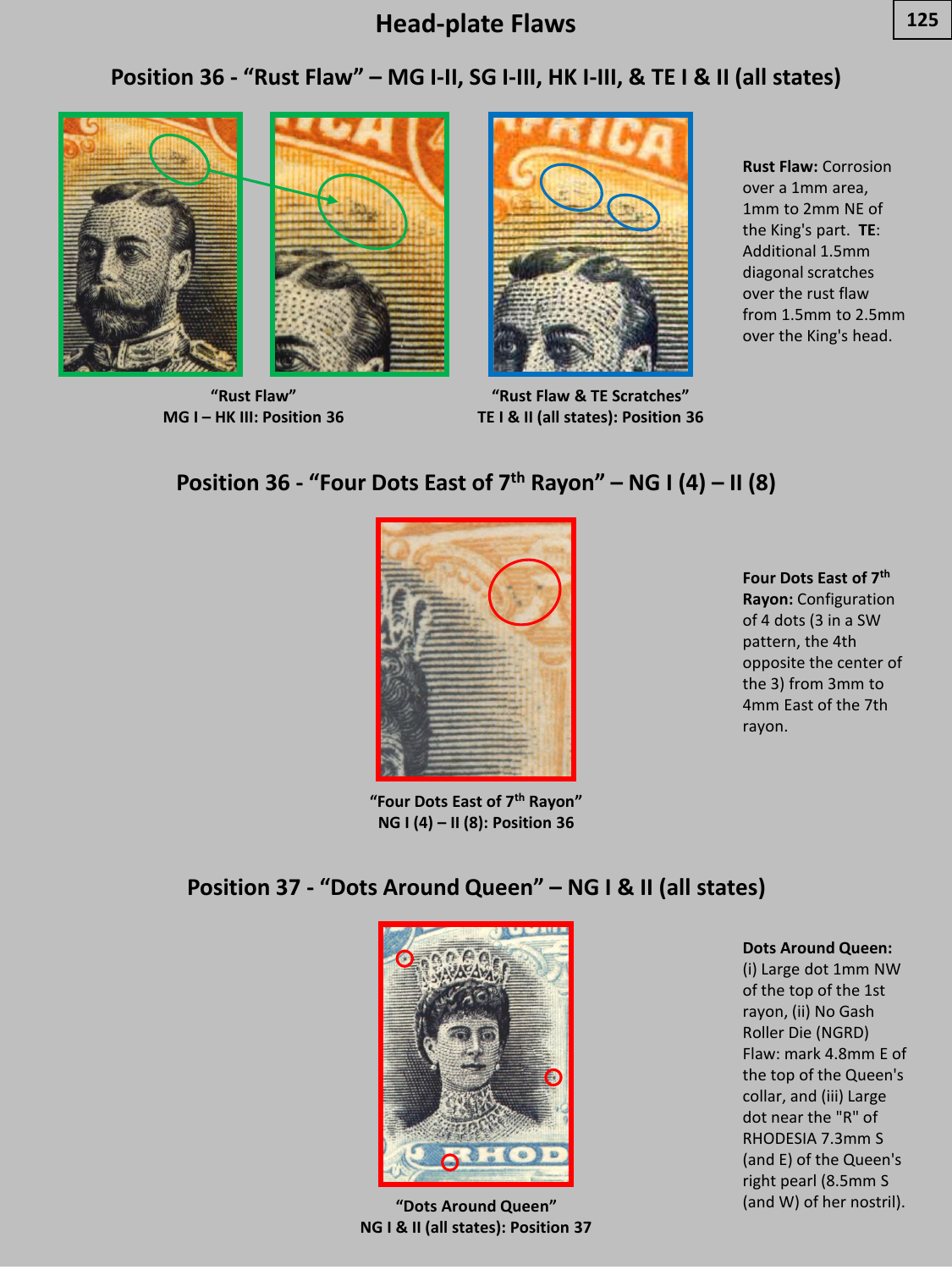# Head-plate Flaws

## Position 36 - "Rust Flaw" – MG I-II, SG I-III, HK I-III, & TE I & II (all states)

"Rust Flaw"
MG I – HK III: Position 36

"Rust Flaw & TE Scratches"
TE I & II (all states): Position 36

**Rust Flaw:** Corrosion over a 1mm area, 1mm to 2mm NE of the King's part. **TE**: Additional 1.5mm diagonal scratches over the rust flaw from 1.5mm to 2.5mm over the King's head.

## Position 36 - "Four Dots East of 7th Rayon" – NG I (4) – II (8)

"Four Dots East of 7th Rayon"
NG I (4) – II (8): Position 36

**Four Dots East of 7th Rayon:** Configuration of 4 dots (3 in a SW pattern, the 4th opposite the center of the 3) from 3mm to 4mm East of the 7th rayon.

## Position 37 - "Dots Around Queen" – NG I & II (all states)

"Dots Around Queen"
NG I & II (all states): Position 37

**Dots Around Queen:** (i) Large dot 1mm NW of the top of the 1st rayon, (ii) No Gash Roller Die (NGRD) Flaw: mark 4.8mm E of the top of the Queen's collar, and (iii) Large dot near the "R" of RHODESIA 7.3mm S (and E) of the Queen's right pearl (8.5mm S (and W) of her nostril).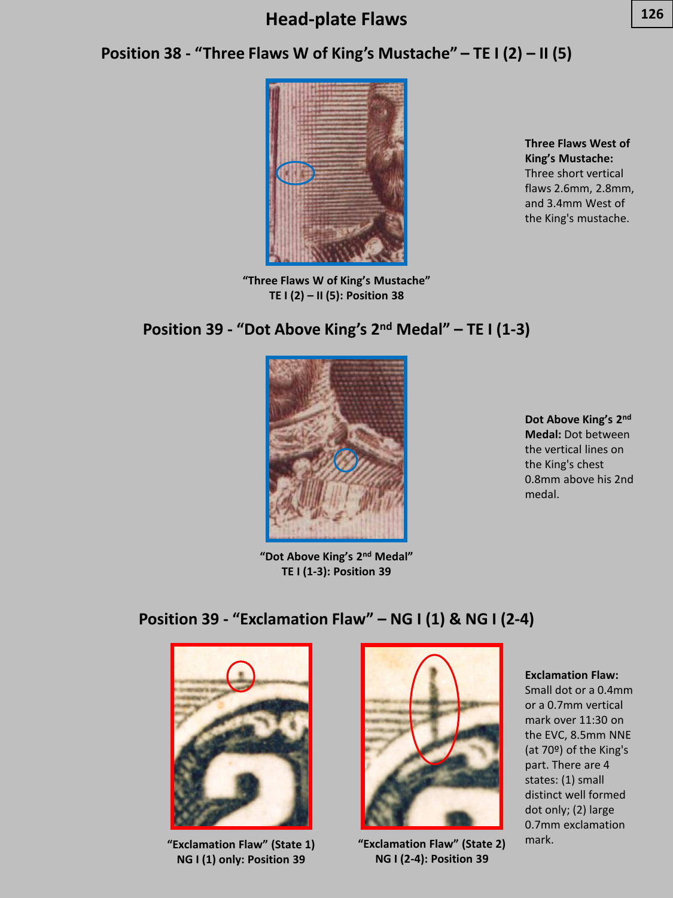# Head-plate Flaws

## Position 38 - "Three Flaws W of King's Mustache" – TE I (2) – II (5)

"Three Flaws W of King's Mustache"
TE I (2) – II (5): Position 38

**Three Flaws West of King's Mustache:** Three short vertical flaws 2.6mm, 2.8mm, and 3.4mm West of the King's mustache.

## Position 39 - "Dot Above King's 2nd Medal" – TE I (1-3)

"Dot Above King's 2nd Medal"
TE I (1-3): Position 39

**Dot Above King's 2nd Medal:** Dot between the vertical lines on the King's chest 0.8mm above his 2nd medal.

## Position 39 - "Exclamation Flaw" – NG I (1) & NG I (2-4)

"Exclamation Flaw" (State 1)
NG I (1) only: Position 39

"Exclamation Flaw" (State 2)
NG I (2-4): Position 39

**Exclamation Flaw:** Small dot or a 0.4mm or a 0.7mm vertical mark over 11:30 on the EVC, 8.5mm NNE (at 70º) of the King's part. There are 4 states: (1) small distinct well formed dot only; (2) large 0.7mm exclamation mark.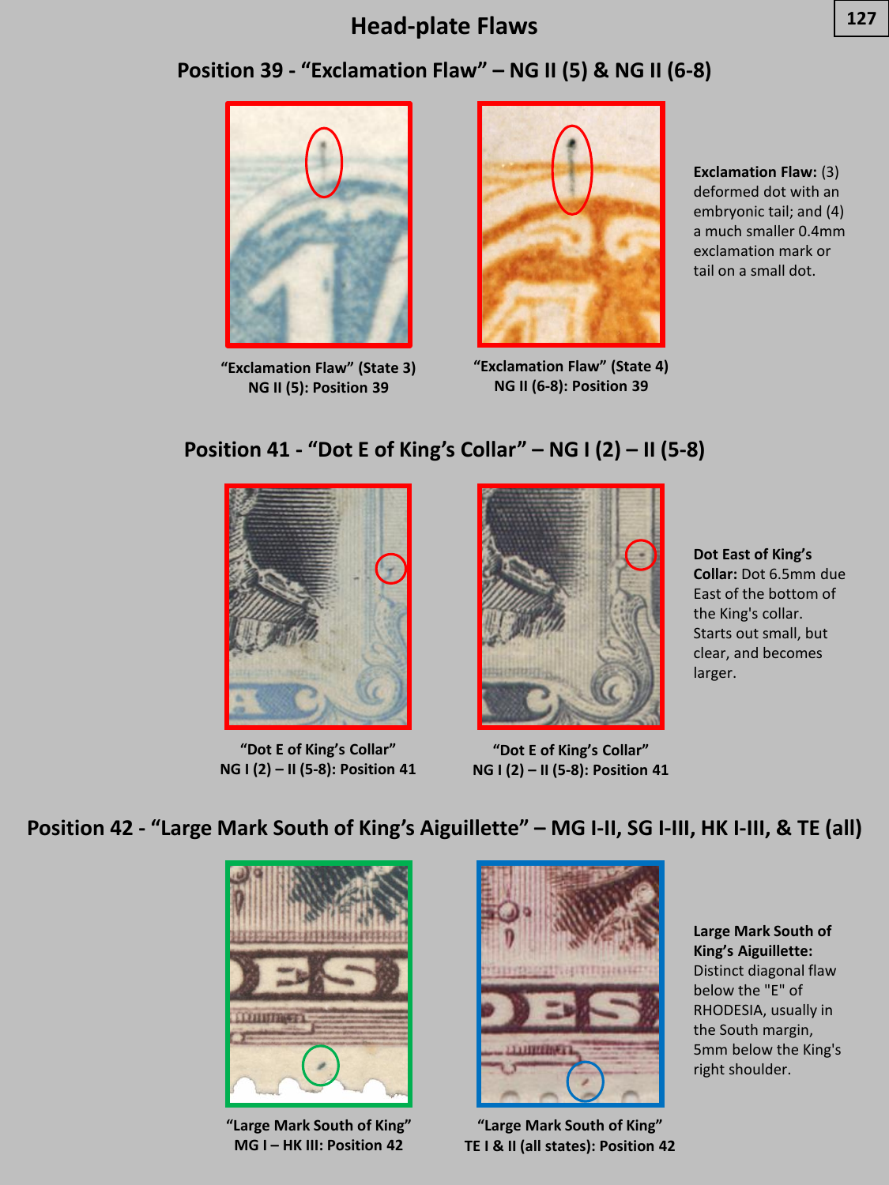# Head-plate Flaws

## Position 39 - "Exclamation Flaw" – NG II (5) & NG II (6-8)

"Exclamation Flaw" (State 3)
NG II (5): Position 39

"Exclamation Flaw" (State 4)
NG II (6-8): Position 39

**Exclamation Flaw:** (3) deformed dot with an embryonic tail; and (4) a much smaller 0.4mm exclamation mark or tail on a small dot.

## Position 41 - "Dot E of King's Collar" – NG I (2) – II (5-8)

"Dot E of King's Collar"
NG I (2) – II (5-8): Position 41

"Dot E of King's Collar"
NG I (2) – II (5-8): Position 41

**Dot East of King's Collar:** Dot 6.5mm due East of the bottom of the King's collar. Starts out small, but clear, and becomes larger.

## Position 42 - "Large Mark South of King's Aiguillette" – MG I-II, SG I-III, HK I-III, & TE (all)

"Large Mark South of King"
MG I – HK III: Position 42

"Large Mark South of King"
TE I & II (all states): Position 42

**Large Mark South of King's Aiguillette:** Distinct diagonal flaw below the "E" of RHODESIA, usually in the South margin, 5mm below the King's right shoulder.